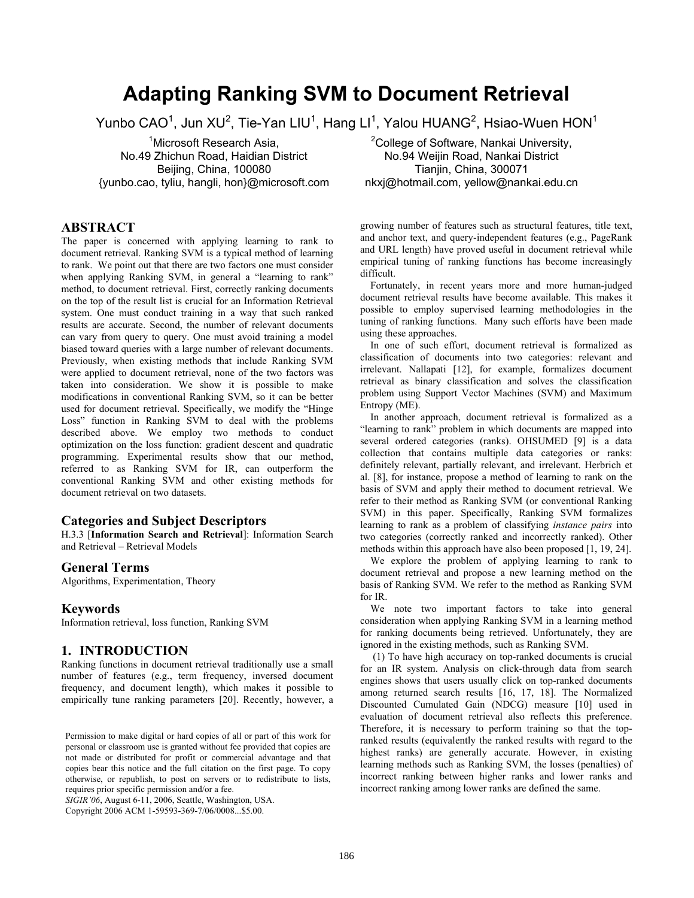# Adapting Ranking SVM to Document Retrieval

Yunbo CAO[1], Jun XU[2], Tie-Yan LIU[1], Hang LI[1], Yalou HUANG[2], Hsiao-Wuen HON[1]

[1]Microsoft Research Asia,
No.49 Zhichun Road, Haidian District
Beijing, China, 100080
{yunbo.cao, tyliu, hangli, hon}@microsoft.com

[2]College of Software, Nankai University,
No.94 Weijin Road, Nankai District
Tianjin, China, 300071
nkxj@hotmail.com, yellow@nankai.edu.cn

## ABSTRACT

The paper is concerned with applying learning to rank to document retrieval. Ranking SVM is a typical method of learning to rank. We point out that there are two factors one must consider when applying Ranking SVM, in general a "learning to rank" method, to document retrieval. First, correctly ranking documents on the top of the result list is crucial for an Information Retrieval system. One must conduct training in a way that such ranked results are accurate. Second, the number of relevant documents can vary from query to query. One must avoid training a model biased toward queries with a large number of relevant documents. Previously, when existing methods that include Ranking SVM were applied to document retrieval, none of the two factors was taken into consideration. We show it is possible to make modifications in conventional Ranking SVM, so it can be better used for document retrieval. Specifically, we modify the "Hinge Loss" function in Ranking SVM to deal with the problems described above. We employ two methods to conduct optimization on the loss function: gradient descent and quadratic programming. Experimental results show that our method, referred to as Ranking SVM for IR, can outperform the conventional Ranking SVM and other existing methods for document retrieval on two datasets.

### Categories and Subject Descriptors

H.3.3 [**Information Search and Retrieval**]: Information Search and Retrieval – Retrieval Models

### General Terms

Algorithms, Experimentation, Theory

### Keywords

Information retrieval, loss function, Ranking SVM

## 1. INTRODUCTION

Ranking functions in document retrieval traditionally use a small number of features (e.g., term frequency, inversed document frequency, and document length), which makes it possible to empirically tune ranking parameters [20]. Recently, however, a growing number of features such as structural features, title text, and anchor text, and query-independent features (e.g., PageRank and URL length) have proved useful in document retrieval while empirical tuning of ranking functions has become increasingly difficult.

Permission to make digital or hard copies of all or part of this work for personal or classroom use is granted without fee provided that copies are not made or distributed for profit or commercial advantage and that copies bear this notice and the full citation on the first page. To copy otherwise, or republish, to post on servers or to redistribute to lists, requires prior specific permission and/or a fee.
*SIGIR'06*, August 6-11, 2006, Seattle, Washington, USA.
Copyright 2006 ACM 1-59593-369-7/06/0008...$5.00.

Fortunately, in recent years more and more human-judged document retrieval results have become available. This makes it possible to employ supervised learning methodologies in the tuning of ranking functions. Many such efforts have been made using these approaches.

In one of such effort, document retrieval is formalized as classification of documents into two categories: relevant and irrelevant. Nallapati [12], for example, formalizes document retrieval as binary classification and solves the classification problem using Support Vector Machines (SVM) and Maximum Entropy (ME).

In another approach, document retrieval is formalized as a "learning to rank" problem in which documents are mapped into several ordered categories (ranks). OHSUMED [9] is a data collection that contains multiple data categories or ranks: definitely relevant, partially relevant, and irrelevant. Herbrich et al. [8], for instance, propose a method of learning to rank on the basis of SVM and apply their method to document retrieval. We refer to their method as Ranking SVM (or conventional Ranking SVM) in this paper. Specifically, Ranking SVM formalizes learning to rank as a problem of classifying *instance pairs* into two categories (correctly ranked and incorrectly ranked). Other methods within this approach have also been proposed [1, 19, 24].

We explore the problem of applying learning to rank to document retrieval and propose a new learning method on the basis of Ranking SVM. We refer to the method as Ranking SVM for IR.

We note two important factors to take into general consideration when applying Ranking SVM in a learning method for ranking documents being retrieved. Unfortunately, they are ignored in the existing methods, such as Ranking SVM.

(1) To have high accuracy on top-ranked documents is crucial for an IR system. Analysis on click-through data from search engines shows that users usually click on top-ranked documents among returned search results [16, 17, 18]. The Normalized Discounted Cumulated Gain (NDCG) measure [10] used in evaluation of document retrieval also reflects this preference. Therefore, it is necessary to perform training so that the top-ranked results (equivalently the ranked results with regard to the highest ranks) are generally accurate. However, in existing learning methods such as Ranking SVM, the losses (penalties) of incorrect ranking between higher ranks and lower ranks and incorrect ranking among lower ranks are defined the same.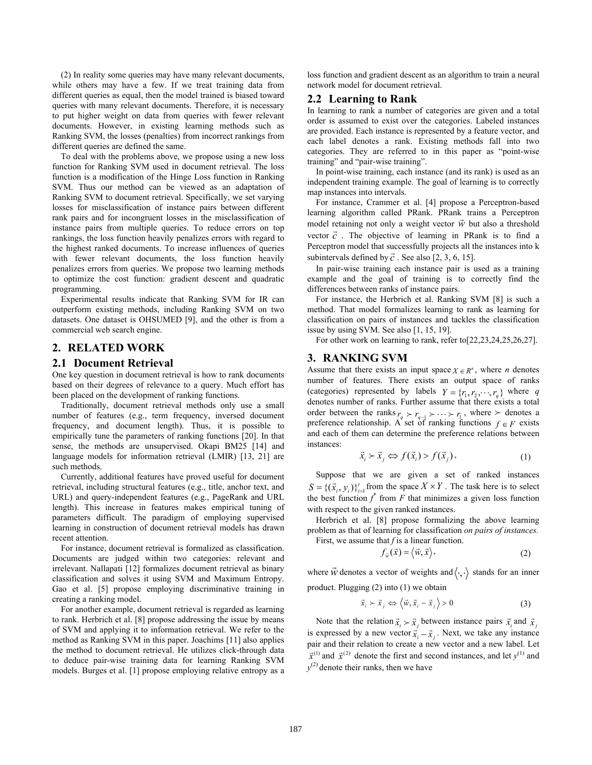(2) In reality some queries may have many relevant documents, while others may have a few. If we treat training data from different queries as equal, then the model trained is biased toward queries with many relevant documents. Therefore, it is necessary to put higher weight on data from queries with fewer relevant documents. However, in existing learning methods such as Ranking SVM, the losses (penalties) from incorrect rankings from different queries are defined the same.

To deal with the problems above, we propose using a new loss function for Ranking SVM used in document retrieval. The loss function is a modification of the Hinge Loss function in Ranking SVM. Thus our method can be viewed as an adaptation of Ranking SVM to document retrieval. Specifically, we set varying losses for misclassification of instance pairs between different rank pairs and for incongruent losses in the misclassification of instance pairs from multiple queries. To reduce errors on top rankings, the loss function heavily penalizes errors with regard to the highest ranked documents. To increase influences of queries with fewer relevant documents, the loss function heavily penalizes errors from queries. We propose two learning methods to optimize the cost function: gradient descent and quadratic programming.

Experimental results indicate that Ranking SVM for IR can outperform existing methods, including Ranking SVM on two datasets. One dataset is OHSUMED [9], and the other is from a commercial web search engine.

## 2. RELATED WORK

### 2.1 Document Retrieval

One key question in document retrieval is how to rank documents based on their degrees of relevance to a query. Much effort has been placed on the development of ranking functions.

Traditionally, document retrieval methods only use a small number of features (e.g., term frequency, inversed document frequency, and document length). Thus, it is possible to empirically tune the parameters of ranking functions [20]. In that sense, the methods are unsupervised. Okapi BM25 [14] and language models for information retrieval (LMIR) [13, 21] are such methods.

Currently, additional features have proved useful for document retrieval, including structural features (e.g., title, anchor text, and URL) and query-independent features (e.g., PageRank and URL length). This increase in features makes empirical tuning of parameters difficult. The paradigm of employing supervised learning in construction of document retrieval models has drawn recent attention.

For instance, document retrieval is formalized as classification. Documents are judged within two categories: relevant and irrelevant. Nallapati [12] formalizes document retrieval as binary classification and solves it using SVM and Maximum Entropy. Gao et al. [5] propose employing discriminative training in creating a ranking model.

For another example, document retrieval is regarded as learning to rank. Herbrich et al. [8] propose addressing the issue by means of SVM and applying it to information retrieval. We refer to the method as Ranking SVM in this paper. Joachims [11] also applies the method to document retrieval. He utilizes click-through data to deduce pair-wise training data for learning Ranking SVM models. Burges et al. [1] propose employing relative entropy as a loss function and gradient descent as an algorithm to train a neural network model for document retrieval.

### 2.2 Learning to Rank

In learning to rank a number of categories are given and a total order is assumed to exist over the categories. Labeled instances are provided. Each instance is represented by a feature vector, and each label denotes a rank. Existing methods fall into two categories. They are referred to in this paper as "point-wise training" and "pair-wise training".

In point-wise training, each instance (and its rank) is used as an independent training example. The goal of learning is to correctly map instances into intervals.

For instance, Crammer et al. [4] propose a Perceptron-based learning algorithm called PRank. PRank trains a Perceptron model retaining not only a weight vector $\vec{w}$ but also a threshold vector $\vec{c}$. The objective of learning in PRank is to find a Perceptron model that successfully projects all the instances into k subintervals defined by $\vec{c}$. See also [2, 3, 6, 15].

In pair-wise training each instance pair is used as a training example and the goal of training is to correctly find the differences between ranks of instance pairs.

For instance, the Herbrich et al. Ranking SVM [8] is such a method. That model formalizes learning to rank as learning for classification on pairs of instances and tackles the classification issue by using SVM. See also [1, 15, 19].

For other work on learning to rank, refer to[22,23,24,25,26,27].

## 3. RANKING SVM

Assume that there exists an input space $X \in R^n$, where $n$ denotes number of features. There exists an output space of ranks (categories) represented by labels $Y = \{r_1, r_2, \cdots, r_q\}$ where $q$ denotes number of ranks. Further assume that there exists a total order between the ranks $r_q \succ r_{q-1} \succ \cdots \succ r_1$, where $\succ$ denotes a preference relationship. A set of ranking functions $f \in F$ exists and each of them can determine the preference relations between instances:

$$\vec{x}_i \succ \vec{x}_j \Leftrightarrow f(\vec{x}_i) > f(\vec{x}_j), \tag{1}$$

Suppose that we are given a set of ranked instances $S = \{(\vec{x}_i, y_i)\}_{i=1}^{t}$ from the space $X \times Y$. The task here is to select the best function $f^*$ from $F$ that minimizes a given loss function with respect to the given ranked instances.

Herbrich et al. [8] propose formalizing the above learning problem as that of learning for classification *on pairs of instances.*

First, we assume that $f$ is a linear function.

$$f_{\vec{w}}(\vec{x}) = \langle \vec{w}, \vec{x} \rangle, \tag{2}$$

where $\vec{w}$ denotes a vector of weights and $\langle \cdot, \cdot \rangle$ stands for an inner product. Plugging (2) into (1) we obtain

$$\vec{x}_i \succ \vec{x}_j \Leftrightarrow \langle \vec{w}, \vec{x}_i - \vec{x}_j \rangle > 0 \tag{3}$$

Note that the relation $\vec{x}_i \succ \vec{x}_j$ between instance pairs $\vec{x}_i$ and $\vec{x}_j$ is expressed by a new vector $\vec{x}_i - \vec{x}_j$. Next, we take any instance pair and their relation to create a new vector and a new label. Let $\vec{x}^{(1)}$ and $\vec{x}^{(2)}$ denote the first and second instances, and let $y^{(1)}$ and $y^{(2)}$ denote their ranks, then we have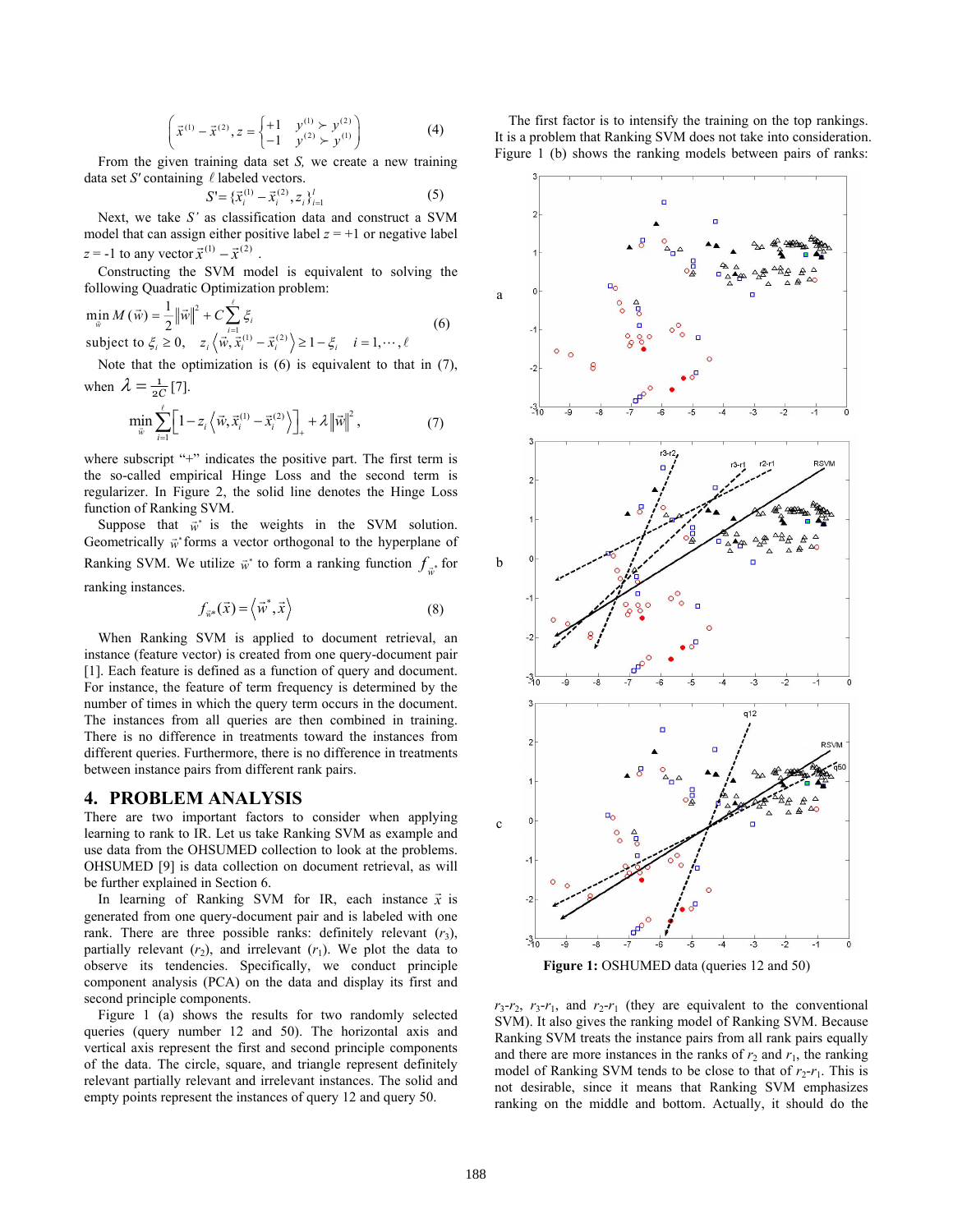$$\left(\vec{x}^{(1)} - \vec{x}^{(2)}, z = \begin{cases} +1 & y^{(1)} \succ y^{(2)} \\ -1 & y^{(2)} \succ y^{(1)} \end{cases}\right) \tag{4}$$

From the given training data set $S$, we create a new training data set $S'$ containing $\ell$ labeled vectors.

$$S' = \{\vec{x}_i^{(1)} - \vec{x}_i^{(2)}, z_i\}_{i=1}^{\ell} \tag{5}$$

Next, we take $S'$ as classification data and construct a SVM model that can assign either positive label $z = +1$ or negative label $z = -1$ to any vector $\vec{x}^{(1)} - \vec{x}^{(2)}$.

Constructing the SVM model is equivalent to solving the following Quadratic Optimization problem:

$$\min_{\vec{w}} M(\vec{w}) = \frac{1}{2}\|\vec{w}\|^2 + C\sum_{i=1}^{\ell}\xi_i$$
$$\text{subject to } \xi_i \geq 0, \quad z_i\left\langle \vec{w}, \vec{x}_i^{(1)} - \vec{x}_i^{(2)} \right\rangle \geq 1 - \xi_i \quad i = 1, \cdots, \ell \tag{6}$$

Note that the optimization is (6) is equivalent to that in (7), when $\lambda = \frac{1}{2C}$ [7].

$$\min_{\vec{w}} \sum_{i=1}^{\ell}\left[1 - z_i\left\langle \vec{w}, \vec{x}_i^{(1)} - \vec{x}_i^{(2)} \right\rangle\right]_+ + \lambda\|\vec{w}\|^2, \tag{7}$$

where subscript "+" indicates the positive part. The first term is the so-called empirical Hinge Loss and the second term is regularizer. In Figure 2, the solid line denotes the Hinge Loss function of Ranking SVM.

Suppose that $\vec{w}^*$ is the weights in the SVM solution. Geometrically $\vec{w}^*$ forms a vector orthogonal to the hyperplane of Ranking SVM. We utilize $\vec{w}^*$ to form a ranking function $f_{\vec{w}^*}$ for ranking instances.

$$f_{\vec{w}^*}(\vec{x}) = \left\langle \vec{w}^*, \vec{x} \right\rangle \tag{8}$$

When Ranking SVM is applied to document retrieval, an instance (feature vector) is created from one query-document pair [1]. Each feature is defined as a function of query and document. For instance, the feature of term frequency is determined by the number of times in which the query term occurs in the document. The instances from all queries are then combined in training. There is no difference in treatments toward the instances from different queries. Furthermore, there is no difference in treatments between instance pairs from different rank pairs.

## 4. PROBLEM ANALYSIS

There are two important factors to consider when applying learning to rank to IR. Let us take Ranking SVM as example and use data from the OHSUMED collection to look at the problems. OHSUMED [9] is data collection on document retrieval, as will be further explained in Section 6.

In learning of Ranking SVM for IR, each instance $\vec{x}$ is generated from one query-document pair and is labeled with one rank. There are three possible ranks: definitely relevant ($r_3$), partially relevant ($r_2$), and irrelevant ($r_1$). We plot the data to observe its tendencies. Specifically, we conduct principle component analysis (PCA) on the data and display its first and second principle components.

Figure 1 (a) shows the results for two randomly selected queries (query number 12 and 50). The horizontal axis and vertical axis represent the first and second principle components of the data. The circle, square, and triangle represent definitely relevant partially relevant and irrelevant instances. The solid and empty points represent the instances of query 12 and query 50.

The first factor is to intensify the training on the top rankings. It is a problem that Ranking SVM does not take into consideration. Figure 1 (b) shows the ranking models between pairs of ranks:

**Figure 1:** OSHUMED data (queries 12 and 50)

$r_3$-$r_2$, $r_3$-$r_1$, and $r_2$-$r_1$ (they are equivalent to the conventional SVM). It also gives the ranking model of Ranking SVM. Because Ranking SVM treats the instance pairs from all rank pairs equally and there are more instances in the ranks of $r_2$ and $r_1$, the ranking model of Ranking SVM tends to be close to that of $r_2$-$r_1$. This is not desirable, since it means that Ranking SVM emphasizes ranking on the middle and bottom. Actually, it should do the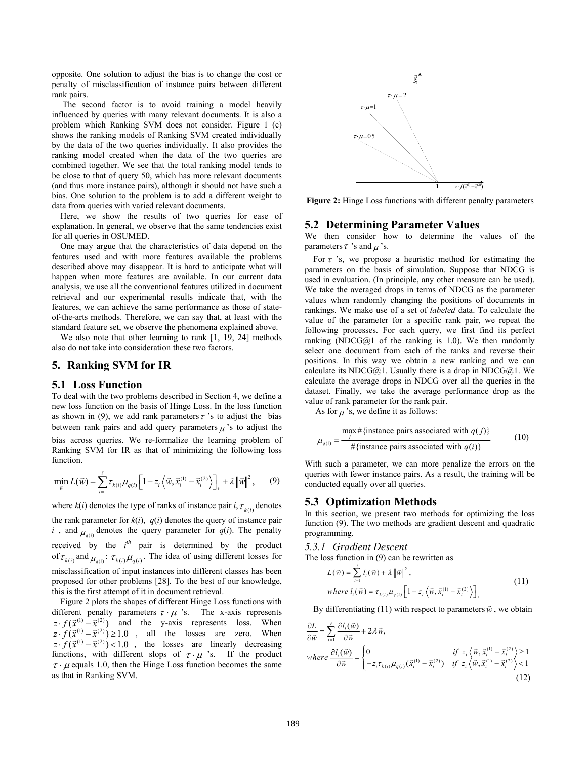opposite. One solution to adjust the bias is to change the cost or penalty of misclassification of instance pairs between different rank pairs.

The second factor is to avoid training a model heavily influenced by queries with many relevant documents. It is also a problem which Ranking SVM does not consider. Figure 1 (c) shows the ranking models of Ranking SVM created individually by the data of the two queries individually. It also provides the ranking model created when the data of the two queries are combined together. We see that the total ranking model tends to be close to that of query 50, which has more relevant documents (and thus more instance pairs), although it should not have such a bias. One solution to the problem is to add a different weight to data from queries with varied relevant documents.

Here, we show the results of two queries for ease of explanation. In general, we observe that the same tendencies exist for all queries in OSUMED.

One may argue that the characteristics of data depend on the features used and with more features available the problems described above may disappear. It is hard to anticipate what will happen when more features are available. In our current data analysis, we use all the conventional features utilized in document retrieval and our experimental results indicate that, with the features, we can achieve the same performance as those of state-of-the-arts methods. Therefore, we can say that, at least with the standard feature set, we observe the phenomena explained above.

We also note that other learning to rank [1, 19, 24] methods also do not take into consideration these two factors.

# 5. Ranking SVM for IR

## 5.1 Loss Function

To deal with the two problems described in Section 4, we define a new loss function on the basis of Hinge Loss. In the loss function as shown in (9), we add rank parameters $\tau$ 's to adjust the bias between rank pairs and add query parameters $\mu$ 's to adjust the bias across queries. We re-formalize the learning problem of Ranking SVM for IR as that of minimizing the following loss function.

$$\min_{\vec{w}} L(\vec{w}) = \sum_{i=1}^{\ell} \tau_{k(i)} \mu_{q(i)} \left[ 1 - z_i \left\langle \vec{w}, \vec{x}_i^{(1)} - \vec{x}_i^{(2)} \right\rangle \right]_+ + \lambda \left\| \vec{w} \right\|^2, \quad (9)$$

where $k(i)$ denotes the type of ranks of instance pair $i$, $\tau_{k(i)}$ denotes the rank parameter for $k(i)$, $q(i)$ denotes the query of instance pair $i$, and $\mu_{q(i)}$ denotes the query parameter for $q(i)$. The penalty received by the $i^{th}$ pair is determined by the product of $\tau_{k(i)}$ and $\mu_{q(i)}$: $\tau_{k(i)}\mu_{q(i)}$. The idea of using different losses for misclassification of input instances into different classes has been proposed for other problems [28]. To the best of our knowledge, this is the first attempt of it in document retrieval.

Figure 2 plots the shapes of different Hinge Loss functions with different penalty parameters $\tau \cdot \mu$ 's. The x-axis represents $z \cdot f(\vec{x}^{(1)} - \vec{x}^{(2)})$ and the y-axis represents loss. When $z \cdot f(\vec{x}^{(1)} - \vec{x}^{(2)}) \geq 1.0$, all the losses are zero. When $z \cdot f(\vec{x}^{(1)} - \vec{x}^{(2)}) < 1.0$, the losses are linearly decreasing functions, with different slops of $\tau \cdot \mu$ 's. If the product $\tau \cdot \mu$ equals 1.0, then the Hinge Loss function becomes the same as that in Ranking SVM.

**Figure 2:** Hinge Loss functions with different penalty parameters

## 5.2 Determining Parameter Values

We then consider how to determine the values of the parameters $\tau$ 's and $\mu$ 's.

For $\tau$ 's, we propose a heuristic method for estimating the parameters on the basis of simulation. Suppose that NDCG is used in evaluation. (In principle, any other measure can be used). We take the averaged drops in terms of NDCG as the parameter values when randomly changing the positions of documents in rankings. We make use of a set of *labeled* data. To calculate the value of the parameter for a specific rank pair, we repeat the following processes. For each query, we first find its perfect ranking (NDCG@1 of the ranking is 1.0). We then randomly select one document from each of the ranks and reverse their positions. In this way we obtain a new ranking and we can calculate its NDCG@1. Usually there is a drop in NDCG@1. We calculate the average drops in NDCG over all the queries in the dataset. Finally, we take the average performance drop as the value of rank parameter for the rank pair.

As for $\mu$ 's, we define it as follows:

$$\mu_{q(i)} = \frac{\max_j \#\{\text{instance pairs associated with } q(j)\}}{\#\{\text{instance pairs associated with } q(i)\}} \quad (10)$$

With such a parameter, we can more penalize the errors on the queries with fewer instance pairs. As a result, the training will be conducted equally over all queries.

## 5.3 Optimization Methods

In this section, we present two methods for optimizing the loss function (9). The two methods are gradient descent and quadratic programming.

### *5.3.1 Gradient Descent*

The loss function in (9) can be rewritten as

$$\begin{aligned} & L(\vec{w}) = \sum_{i=1}^{\ell} l_i(\vec{w}) + \lambda \left\| \vec{w} \right\|^2, \\ & where\ l_i(\vec{w}) = \tau_{k(i)} \mu_{q(i)} \left[ 1 - z_i \left\langle \vec{w}, \vec{x}_i^{(1)} - \vec{x}_i^{(2)} \right\rangle \right]_+ \end{aligned} \quad (11)$$

By differentiating (11) with respect to parameters $\vec{w}$, we obtain

$$\begin{aligned} & \frac{\partial L}{\partial \vec{w}} = \sum_{i=1}^{\ell} \frac{\partial l_i(\vec{w})}{\partial \vec{w}} + 2\lambda \vec{w}, \\ & where\ \frac{\partial l_i(\vec{w})}{\partial \vec{w}} = \begin{cases} 0 & if\ z_i \left\langle \vec{w}, \vec{x}_i^{(1)} - \vec{x}_i^{(2)} \right\rangle \geq 1 \\ -z_i \tau_{k(i)} \mu_{q(i)} (\vec{x}_i^{(1)} - \vec{x}_i^{(2)}) & if\ z_i \left\langle \vec{w}, \vec{x}_i^{(1)} - \vec{x}_i^{(2)} \right\rangle < 1 \end{cases} \end{aligned} \quad (12)$$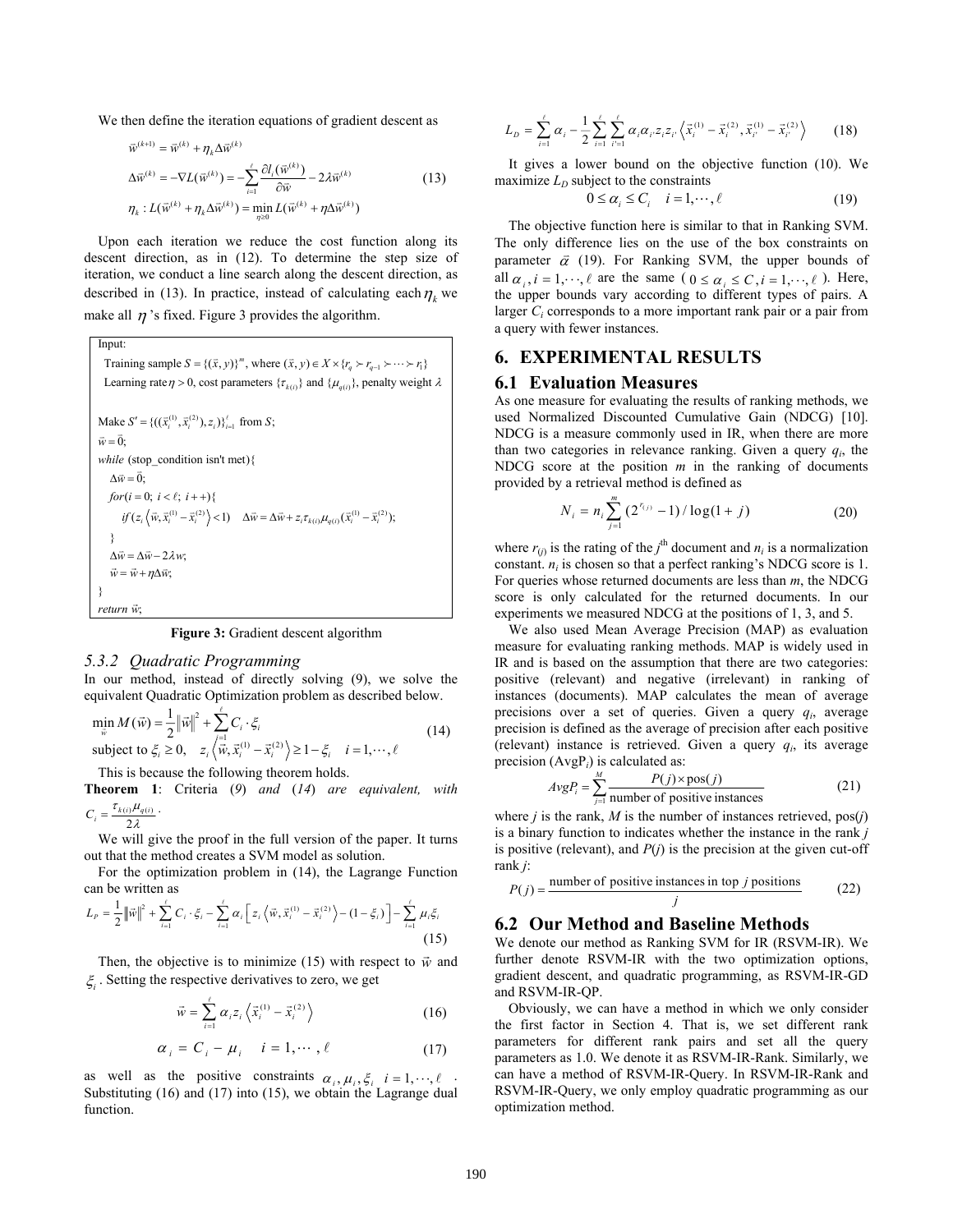We then define the iteration equations of gradient descent as

$$
\begin{aligned}
\vec{w}^{(k+1)} &= \vec{w}^{(k)} + \eta_k \Delta \vec{w}^{(k)} \\
\Delta \vec{w}^{(k)} &= -\nabla L(\vec{w}^{(k)}) = -\sum_{i=1}^{\ell} \frac{\partial l_i(\vec{w}^{(k)})}{\partial \vec{w}} - 2\lambda \vec{w}^{(k)} \\
\eta_k &: L(\vec{w}^{(k)} + \eta_k \Delta \vec{w}^{(k)}) = \min_{\eta \ge 0} L(\vec{w}^{(k)} + \eta \Delta \vec{w}^{(k)})
\end{aligned}
\tag{13}
$$

Upon each iteration we reduce the cost function along its descent direction, as in (12). To determine the step size of iteration, we conduct a line search along the descent direction, as described in (13). In practice, instead of calculating each $\eta_k$ we make all $\eta$'s fixed. Figure 3 provides the algorithm.

```
Input:
  Training sample S = {(x, y)}^m, where (x, y) ∈ X × {r_q ≻ r_{q-1} ≻ ··· ≻ r_1}
  Learning rate η > 0, cost parameters {τ_k(i)} and {μ_q(i)}, penalty weight λ

Make S' = {((x_i^(1), x_i^(2)), z_i)}_{i=1}^ℓ from S;
w = 0;
while (stop_condition isn't met){
    Δw = 0;
    for(i = 0; i < ℓ; i++){
        if (z_i <w, x_i^(1) − x_i^(2)> < 1)   Δw = Δw + z_i τ_k(i) μ_q(i) (x_i^(1) − x_i^(2));
    }
    Δw = Δw − 2λw;
    w = w + ηΔw;
}
return w;
```

**Figure 3:** Gradient descent algorithm

### 5.3.2 Quadratic Programming

In our method, instead of directly solving (9), we solve the equivalent Quadratic Optimization problem as described below.

$$
\begin{aligned}
&\min_{\vec{w}} M(\vec{w}) = \frac{1}{2}\|\vec{w}\|^2 + \sum_{i=1}^{\ell} C_i \cdot \xi_i \\
&\text{subject to } \xi_i \ge 0, \quad z_i \left\langle \vec{w}, \vec{x}_i^{(1)} - \vec{x}_i^{(2)} \right\rangle \ge 1 - \xi_i \quad i = 1, \cdots, \ell
\end{aligned}
\tag{14}
$$

This is because the following theorem holds.

**Theorem 1**: *Criteria* (*9*) *and* (*14*) *are equivalent, with* $C_i = \frac{\tau_{k(i)}\mu_{q(i)}}{2\lambda}$.

We will give the proof in the full version of the paper. It turns out that the method creates a SVM model as solution.

For the optimization problem in (14), the Lagrange Function can be written as

$$
L_P = \frac{1}{2}\|\vec{w}\|^2 + \sum_{i=1}^{\ell} C_i \cdot \xi_i - \sum_{i=1}^{\ell} \alpha_i \left[ z_i \left\langle \vec{w}, \vec{x}_i^{(1)} - \vec{x}_i^{(2)} \right\rangle - (1 - \xi_i) \right] - \sum_{i=1}^{\ell} \mu_i \xi_i
\tag{15}
$$

Then, the objective is to minimize (15) with respect to $\vec{w}$ and $\xi_i$. Setting the respective derivatives to zero, we get

$$
\vec{w} = \sum_{i=1}^{\ell} \alpha_i z_i \left\langle \vec{x}_i^{(1)} - \vec{x}_i^{(2)} \right\rangle \tag{16}
$$

$$
\alpha_i = C_i - \mu_i \quad i = 1, \cdots, \ell \tag{17}
$$

as well as the positive constraints $\alpha_i, \mu_i, \xi_i \quad i = 1, \cdots, \ell$. Substituting (16) and (17) into (15), we obtain the Lagrange dual function.

$$
L_D = \sum_{i=1}^{\ell} \alpha_i - \frac{1}{2} \sum_{i=1}^{\ell} \sum_{i'=1}^{\ell} \alpha_i \alpha_{i'} z_i z_{i'} \left\langle \vec{x}_i^{(1)} - \vec{x}_i^{(2)}, \vec{x}_{i'}^{(1)} - \vec{x}_{i'}^{(2)} \right\rangle \tag{18}
$$

It gives a lower bound on the objective function (10). We maximize $L_D$ subject to the constraints

$$
0 \le \alpha_i \le C_i \quad i = 1, \cdots, \ell \tag{19}
$$

The objective function here is similar to that in Ranking SVM. The only difference lies on the use of the box constraints on parameter $\vec{\alpha}$ (19). For Ranking SVM, the upper bounds of all $\alpha_i, i = 1, \cdots, \ell$ are the same ($0 \le \alpha_i \le C, i = 1, \cdots, \ell$). Here, the upper bounds vary according to different types of pairs. A larger $C_i$ corresponds to a more important rank pair or a pair from a query with fewer instances.

# 6. EXPERIMENTAL RESULTS

## 6.1 Evaluation Measures

As one measure for evaluating the results of ranking methods, we used Normalized Discounted Cumulative Gain (NDCG) [10]. NDCG is a measure commonly used in IR, when there are more than two categories in relevance ranking. Given a query $q_i$, the NDCG score at the position $m$ in the ranking of documents provided by a retrieval method is defined as

$$
N_i = n_i \sum_{j=1}^{m} (2^{r_{(j)}} - 1) / \log(1 + j) \tag{20}
$$

where $r_{(j)}$ is the rating of the $j^{\text{th}}$ document and $n_i$ is a normalization constant. $n_i$ is chosen so that a perfect ranking's NDCG score is 1. For queries whose returned documents are less than $m$, the NDCG score is only calculated for the returned documents. In our experiments we measured NDCG at the positions of 1, 3, and 5.

We also used Mean Average Precision (MAP) as evaluation measure for evaluating ranking methods. MAP is widely used in IR and is based on the assumption that there are two categories: positive (relevant) and negative (irrelevant) in ranking of instances (documents). MAP calculates the mean of average precisions over a set of queries. Given a query $q_i$, average precision is defined as the average of precision after each positive (relevant) instance is retrieved. Given a query $q_i$, its average precision (AvgP$_i$) is calculated as:

$$
AvgP_i = \sum_{j=1}^{M} \frac{P(j) \times \text{pos}(j)}{\text{number of positive instances}} \tag{21}
$$

where $j$ is the rank, $M$ is the number of instances retrieved, pos($j$) is a binary function to indicates whether the instance in the rank $j$ is positive (relevant), and $P(j)$ is the precision at the given cut-off rank $j$:

$$
P(j) = \frac{\text{number of positive instances in top } j \text{ positions}}{j} \tag{22}
$$

## 6.2 Our Method and Baseline Methods

We denote our method as Ranking SVM for IR (RSVM-IR). We further denote RSVM-IR with the two optimization options, gradient descent, and quadratic programming, as RSVM-IR-GD and RSVM-IR-QP.

Obviously, we can have a method in which we only consider the first factor in Section 4. That is, we set different rank parameters for different rank pairs and set all the query parameters as 1.0. We denote it as RSVM-IR-Rank. Similarly, we can have a method of RSVM-IR-Query. In RSVM-IR-Rank and RSVM-IR-Query, we only employ quadratic programming as our optimization method.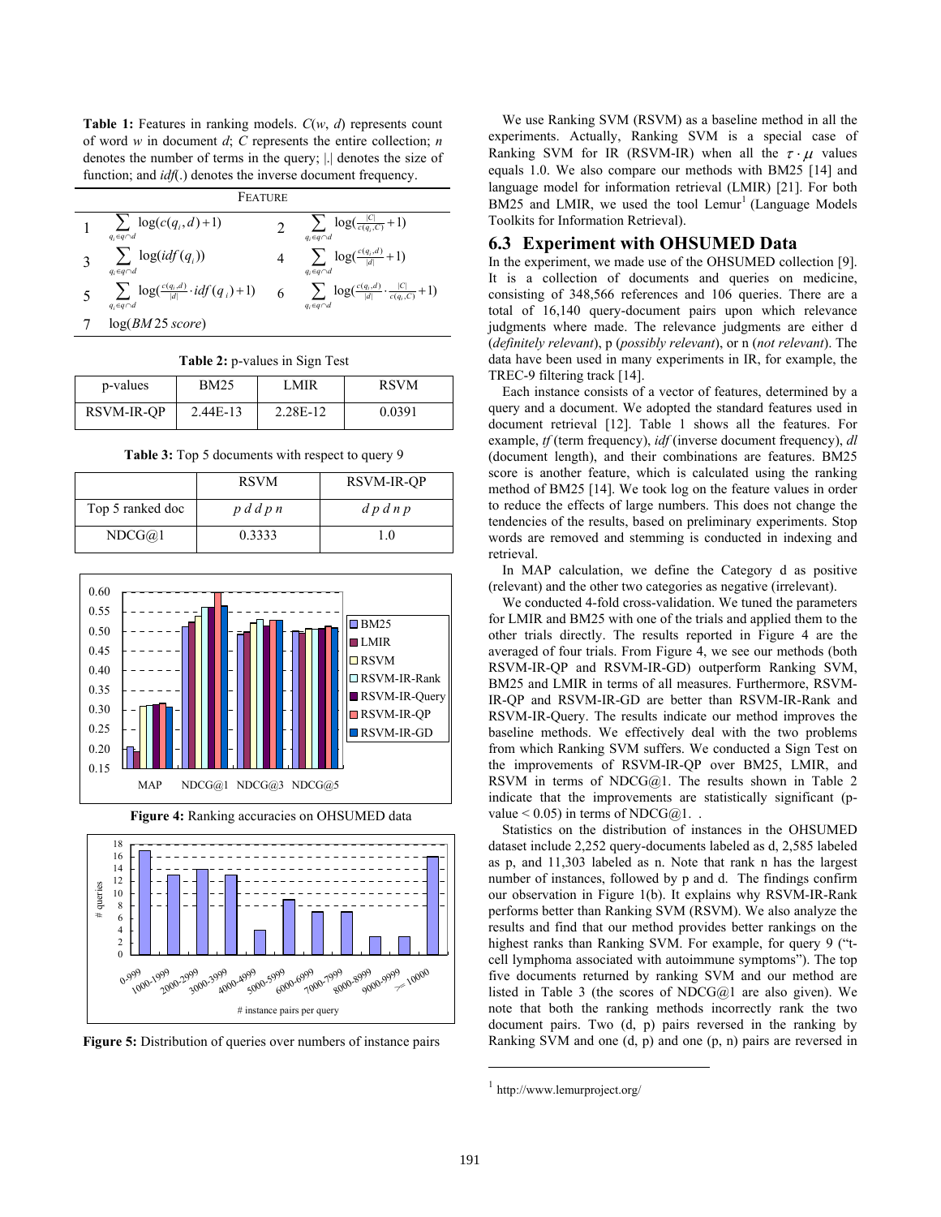**Table 1:** Features in ranking models. $C(w, d)$ represents count of word $w$ in document $d$; $C$ represents the entire collection; $n$ denotes the number of terms in the query; |.| denotes the size of function; and *idf*(.) denotes the inverse document frequency.

| | FEATURE | | |
|---|---|---|---|
| 1 | $\sum_{q_i \in q \cap d} \log(c(q_i, d) + 1)$ | 2 | $\sum_{q_i \in q \cap d} \log(\frac{\lvert C \rvert}{c(q_i, C)} + 1)$ |
| 3 | $\sum_{q_i \in q \cap d} \log(idf(q_i))$ | 4 | $\sum_{q_i \in q \cap d} \log(\frac{c(q_i, d)}{\lvert d \rvert} + 1)$ |
| 5 | $\sum_{q_i \in q \cap d} \log(\frac{c(q_i, d)}{\lvert d \rvert} \cdot idf(q_i) + 1)$ | 6 | $\sum_{q_i \in q \cap d} \log(\frac{c(q_i, d)}{\lvert d \rvert} \cdot \frac{\lvert C \rvert}{c(q_i, C)} + 1)$ |
| 7 | $\log(BM25\ score)$ | | |

**Table 2:** p-values in Sign Test

| p-values | BM25 | LMIR | RSVM |
|---|---|---|---|
| RSVM-IR-QP | 2.44E-13 | 2.28E-12 | 0.0391 |

**Table 3:** Top 5 documents with respect to query 9

| | RSVM | RSVM-IR-QP |
|---|---|---|
| Top 5 ranked doc | *p d d p n* | *d p d n p* |
| NDCG@1 | 0.3333 | 1.0 |

**Figure 4:** Ranking accuracies on OHSUMED data

**Figure 5:** Distribution of queries over numbers of instance pairs

We use Ranking SVM (RSVM) as a baseline method in all the experiments. Actually, Ranking SVM is a special case of Ranking SVM for IR (RSVM-IR) when all the $\tau \cdot \mu$ values equals 1.0. We also compare our methods with BM25 [14] and language model for information retrieval (LMIR) [21]. For both BM25 and LMIR, we used the tool Lemur[1] (Language Models Toolkits for Information Retrieval).

## 6.3 Experiment with OHSUMED Data

In the experiment, we made use of the OHSUMED collection [9]. It is a collection of documents and queries on medicine, consisting of 348,566 references and 106 queries. There are a total of 16,140 query-document pairs upon which relevance judgments where made. The relevance judgments are either d (*definitely relevant*), p (*possibly relevant*), or n (*not relevant*). The data have been used in many experiments in IR, for example, the TREC-9 filtering track [14].

Each instance consists of a vector of features, determined by a query and a document. We adopted the standard features used in document retrieval [12]. Table 1 shows all the features. For example, *tf* (term frequency), *idf* (inverse document frequency), *dl* (document length), and their combinations are features. BM25 score is another feature, which is calculated using the ranking method of BM25 [14]. We took log on the feature values in order to reduce the effects of large numbers. This does not change the tendencies of the results, based on preliminary experiments. Stop words are removed and stemming is conducted in indexing and retrieval.

In MAP calculation, we define the Category d as positive (relevant) and the other two categories as negative (irrelevant).

We conducted 4-fold cross-validation. We tuned the parameters for LMIR and BM25 with one of the trials and applied them to the other trials directly. The results reported in Figure 4 are the averaged of four trials. From Figure 4, we see our methods (both RSVM-IR-QP and RSVM-IR-GD) outperform Ranking SVM, BM25 and LMIR in terms of all measures. Furthermore, RSVM-IR-QP and RSVM-IR-GD are better than RSVM-IR-Rank and RSVM-IR-Query. The results indicate our method improves the baseline methods. We effectively deal with the two problems from which Ranking SVM suffers. We conducted a Sign Test on the improvements of RSVM-IR-QP over BM25, LMIR, and RSVM in terms of NDCG@1. The results shown in Table 2 indicate that the improvements are statistically significant (p-value < 0.05) in terms of NDCG@1. .

Statistics on the distribution of instances in the OHSUMED dataset include 2,252 query-documents labeled as d, 2,585 labeled as p, and 11,303 labeled as n. Note that rank n has the largest number of instances, followed by p and d. The findings confirm our observation in Figure 1(b). It explains why RSVM-IR-Rank performs better than Ranking SVM (RSVM). We also analyze the results and find that our method provides better rankings on the highest ranks than Ranking SVM. For example, for query 9 ("t-cell lymphoma associated with autoimmune symptoms"). The top five documents returned by ranking SVM and our method are listed in Table 3 (the scores of NDCG@1 are also given). We note that both the ranking methods incorrectly rank the two document pairs. Two (d, p) pairs reversed in the ranking by Ranking SVM and one (d, p) and one (p, n) pairs are reversed in

[1] http://www.lemurproject.org/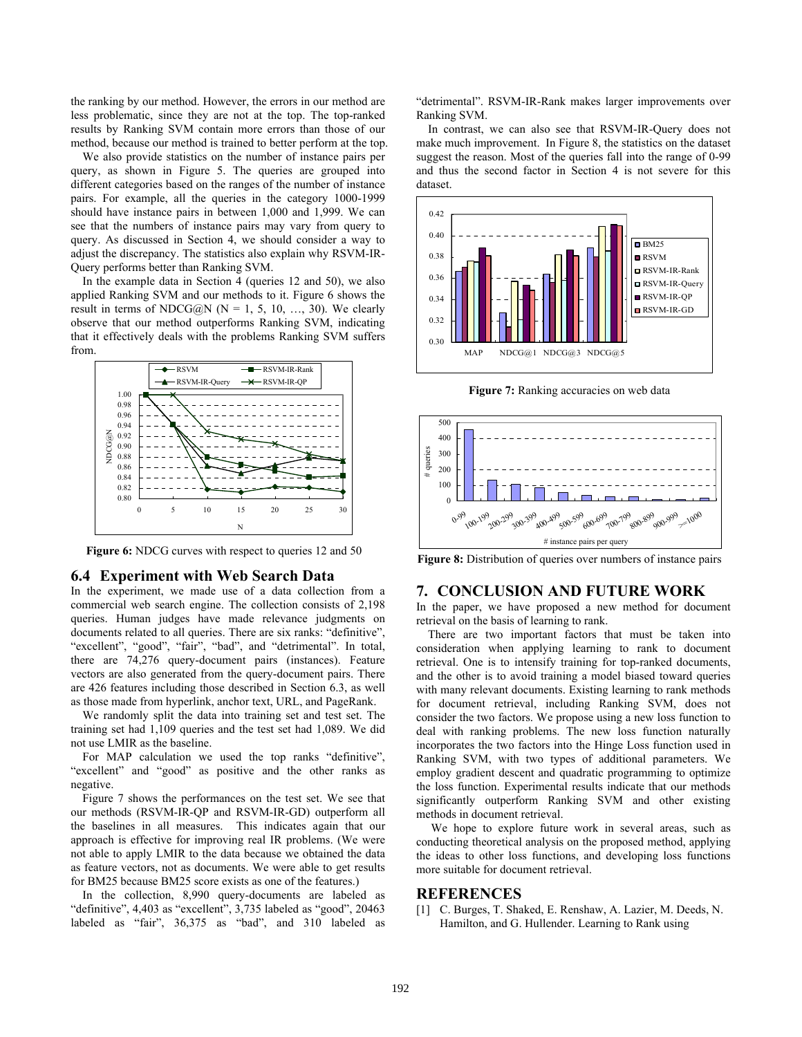the ranking by our method. However, the errors in our method are less problematic, since they are not at the top. The top-ranked results by Ranking SVM contain more errors than those of our method, because our method is trained to better perform at the top.

We also provide statistics on the number of instance pairs per query, as shown in Figure 5. The queries are grouped into different categories based on the ranges of the number of instance pairs. For example, all the queries in the category 1000-1999 should have instance pairs in between 1,000 and 1,999. We can see that the numbers of instance pairs may vary from query to query. As discussed in Section 4, we should consider a way to adjust the discrepancy. The statistics also explain why RSVM-IR-Query performs better than Ranking SVM.

In the example data in Section 4 (queries 12 and 50), we also applied Ranking SVM and our methods to it. Figure 6 shows the result in terms of NDCG@N (N = 1, 5, 10, …, 30). We clearly observe that our method outperforms Ranking SVM, indicating that it effectively deals with the problems Ranking SVM suffers from.

**Figure 6:** NDCG curves with respect to queries 12 and 50

## 6.4 Experiment with Web Search Data

In the experiment, we made use of a data collection from a commercial web search engine. The collection consists of 2,198 queries. Human judges have made relevance judgments on documents related to all queries. There are six ranks: "definitive", "excellent", "good", "fair", "bad", and "detrimental". In total, there are 74,276 query-document pairs (instances). Feature vectors are also generated from the query-document pairs. There are 426 features including those described in Section 6.3, as well as those made from hyperlink, anchor text, URL, and PageRank.

We randomly split the data into training set and test set. The training set had 1,109 queries and the test set had 1,089. We did not use LMIR as the baseline.

For MAP calculation we used the top ranks "definitive", "excellent" and "good" as positive and the other ranks as negative.

Figure 7 shows the performances on the test set. We see that our methods (RSVM-IR-QP and RSVM-IR-GD) outperform all the baselines in all measures. This indicates again that our approach is effective for improving real IR problems. (We were not able to apply LMIR to the data because we obtained the data as feature vectors, not as documents. We were able to get results for BM25 because BM25 score exists as one of the features.)

In the collection, 8,990 query-documents are labeled as "definitive", 4,403 as "excellent", 3,735 labeled as "good", 20463 labeled as "fair", 36,375 as "bad", and 310 labeled as "detrimental". RSVM-IR-Rank makes larger improvements over Ranking SVM.

In contrast, we can also see that RSVM-IR-Query does not make much improvement. In Figure 8, the statistics on the dataset suggest the reason. Most of the queries fall into the range of 0-99 and thus the second factor in Section 4 is not severe for this dataset.

**Figure 7:** Ranking accuracies on web data

**Figure 8:** Distribution of queries over numbers of instance pairs

## 7. CONCLUSION AND FUTURE WORK

In the paper, we have proposed a new method for document retrieval on the basis of learning to rank.

There are two important factors that must be taken into consideration when applying learning to rank to document retrieval. One is to intensify training for top-ranked documents, and the other is to avoid training a model biased toward queries with many relevant documents. Existing learning to rank methods for document retrieval, including Ranking SVM, does not consider the two factors. We propose using a new loss function to deal with ranking problems. The new loss function naturally incorporates the two factors into the Hinge Loss function used in Ranking SVM, with two types of additional parameters. We employ gradient descent and quadratic programming to optimize the loss function. Experimental results indicate that our methods significantly outperform Ranking SVM and other existing methods in document retrieval.

We hope to explore future work in several areas, such as conducting theoretical analysis on the proposed method, applying the ideas to other loss functions, and developing loss functions more suitable for document retrieval.

## REFERENCES

[1] C. Burges, T. Shaked, E. Renshaw, A. Lazier, M. Deeds, N. Hamilton, and G. Hullender. Learning to Rank using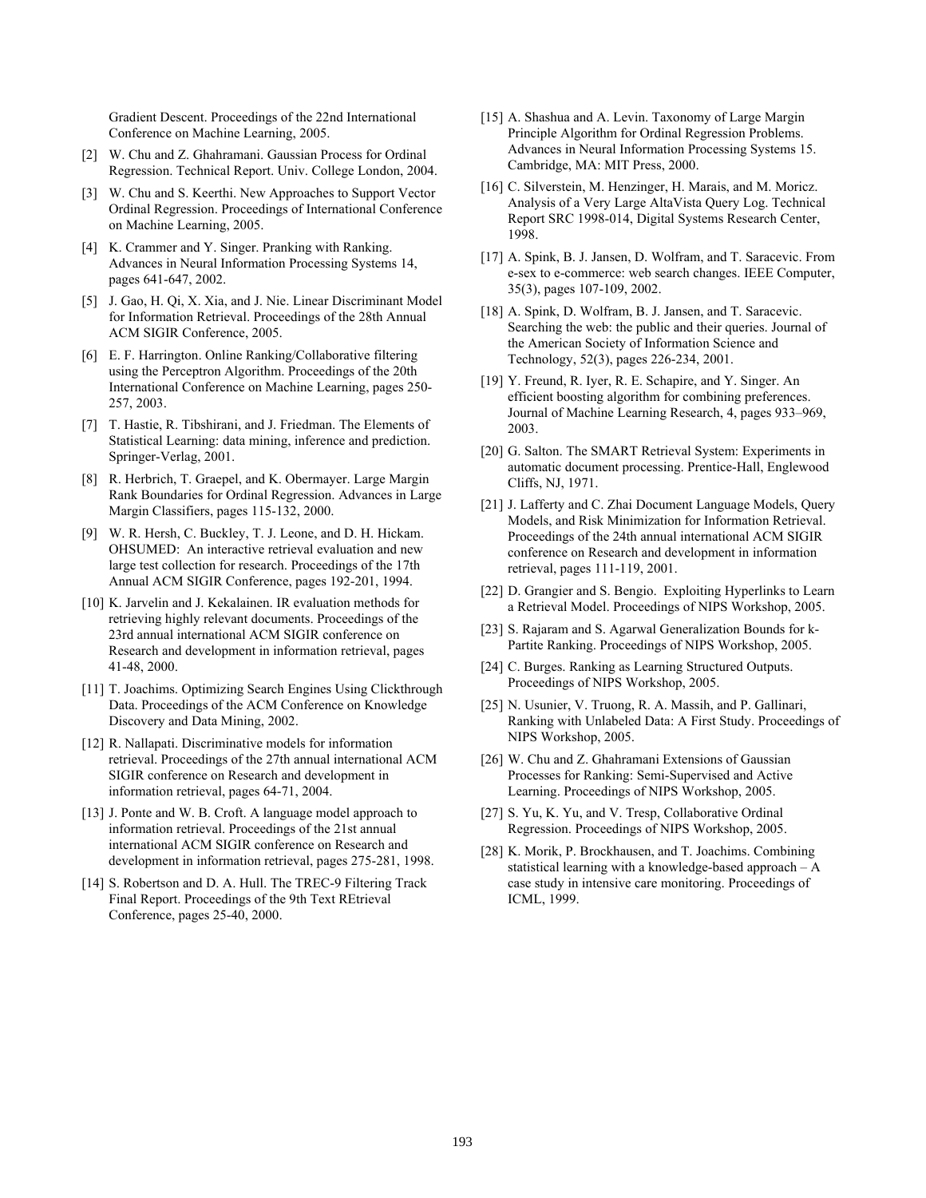Gradient Descent. Proceedings of the 22nd International Conference on Machine Learning, 2005.

[2] W. Chu and Z. Ghahramani. Gaussian Process for Ordinal Regression. Technical Report. Univ. College London, 2004.

[3] W. Chu and S. Keerthi. New Approaches to Support Vector Ordinal Regression. Proceedings of International Conference on Machine Learning, 2005.

[4] K. Crammer and Y. Singer. Pranking with Ranking. Advances in Neural Information Processing Systems 14, pages 641-647, 2002.

[5] J. Gao, H. Qi, X. Xia, and J. Nie. Linear Discriminant Model for Information Retrieval. Proceedings of the 28th Annual ACM SIGIR Conference, 2005.

[6] E. F. Harrington. Online Ranking/Collaborative filtering using the Perceptron Algorithm. Proceedings of the 20th International Conference on Machine Learning, pages 250-257, 2003.

[7] T. Hastie, R. Tibshirani, and J. Friedman. The Elements of Statistical Learning: data mining, inference and prediction. Springer-Verlag, 2001.

[8] R. Herbrich, T. Graepel, and K. Obermayer. Large Margin Rank Boundaries for Ordinal Regression. Advances in Large Margin Classifiers, pages 115-132, 2000.

[9] W. R. Hersh, C. Buckley, T. J. Leone, and D. H. Hickam. OHSUMED: An interactive retrieval evaluation and new large test collection for research. Proceedings of the 17th Annual ACM SIGIR Conference, pages 192-201, 1994.

[10] K. Jarvelin and J. Kekalainen. IR evaluation methods for retrieving highly relevant documents. Proceedings of the 23rd annual international ACM SIGIR conference on Research and development in information retrieval, pages 41-48, 2000.

[11] T. Joachims. Optimizing Search Engines Using Clickthrough Data. Proceedings of the ACM Conference on Knowledge Discovery and Data Mining, 2002.

[12] R. Nallapati. Discriminative models for information retrieval. Proceedings of the 27th annual international ACM SIGIR conference on Research and development in information retrieval, pages 64-71, 2004.

[13] J. Ponte and W. B. Croft. A language model approach to information retrieval. Proceedings of the 21st annual international ACM SIGIR conference on Research and development in information retrieval, pages 275-281, 1998.

[14] S. Robertson and D. A. Hull. The TREC-9 Filtering Track Final Report. Proceedings of the 9th Text REtrieval Conference, pages 25-40, 2000.

[15] A. Shashua and A. Levin. Taxonomy of Large Margin Principle Algorithm for Ordinal Regression Problems. Advances in Neural Information Processing Systems 15. Cambridge, MA: MIT Press, 2000.

[16] C. Silverstein, M. Henzinger, H. Marais, and M. Moricz. Analysis of a Very Large AltaVista Query Log. Technical Report SRC 1998-014, Digital Systems Research Center, 1998.

[17] A. Spink, B. J. Jansen, D. Wolfram, and T. Saracevic. From e-sex to e-commerce: web search changes. IEEE Computer, 35(3), pages 107-109, 2002.

[18] A. Spink, D. Wolfram, B. J. Jansen, and T. Saracevic. Searching the web: the public and their queries. Journal of the American Society of Information Science and Technology, 52(3), pages 226-234, 2001.

[19] Y. Freund, R. Iyer, R. E. Schapire, and Y. Singer. An efficient boosting algorithm for combining preferences. Journal of Machine Learning Research, 4, pages 933–969, 2003.

[20] G. Salton. The SMART Retrieval System: Experiments in automatic document processing. Prentice-Hall, Englewood Cliffs, NJ, 1971.

[21] J. Lafferty and C. Zhai Document Language Models, Query Models, and Risk Minimization for Information Retrieval. Proceedings of the 24th annual international ACM SIGIR conference on Research and development in information retrieval, pages 111-119, 2001.

[22] D. Grangier and S. Bengio. Exploiting Hyperlinks to Learn a Retrieval Model. Proceedings of NIPS Workshop, 2005.

[23] S. Rajaram and S. Agarwal Generalization Bounds for k-Partite Ranking. Proceedings of NIPS Workshop, 2005.

[24] C. Burges. Ranking as Learning Structured Outputs. Proceedings of NIPS Workshop, 2005.

[25] N. Usunier, V. Truong, R. A. Massih, and P. Gallinari, Ranking with Unlabeled Data: A First Study. Proceedings of NIPS Workshop, 2005.

[26] W. Chu and Z. Ghahramani Extensions of Gaussian Processes for Ranking: Semi-Supervised and Active Learning. Proceedings of NIPS Workshop, 2005.

[27] S. Yu, K. Yu, and V. Tresp, Collaborative Ordinal Regression. Proceedings of NIPS Workshop, 2005.

[28] K. Morik, P. Brockhausen, and T. Joachims. Combining statistical learning with a knowledge-based approach – A case study in intensive care monitoring. Proceedings of ICML, 1999.